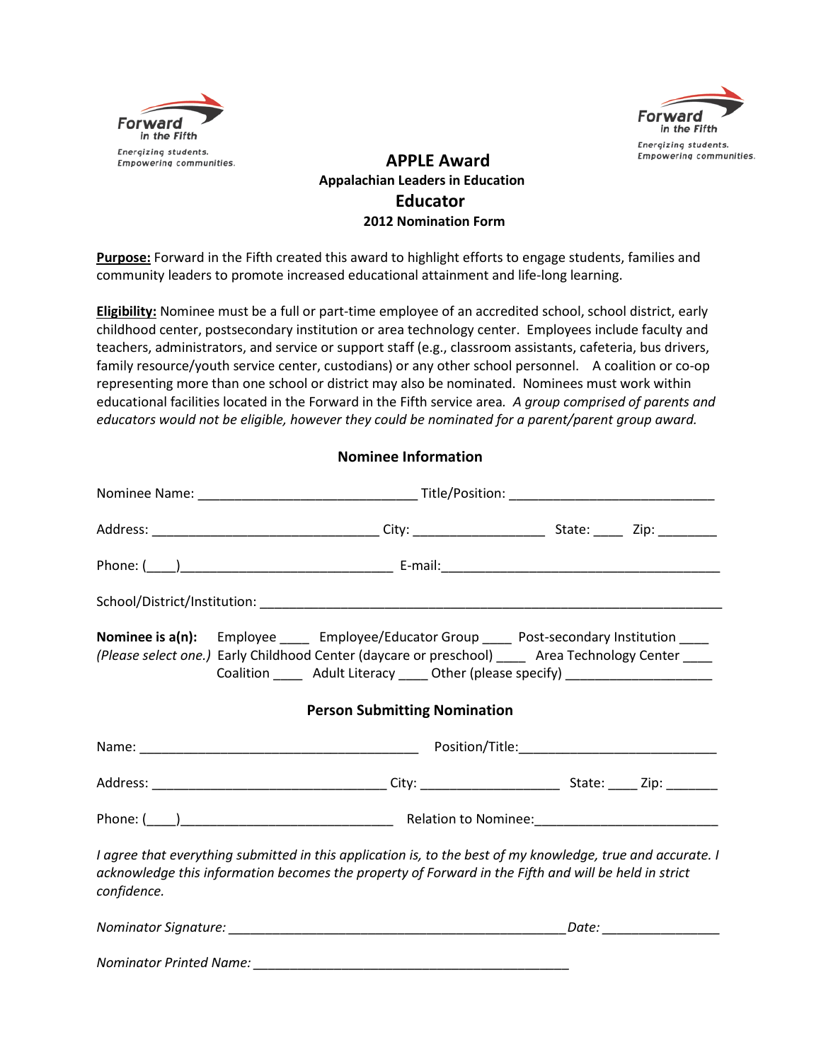Forward in the Fifth
Energizing students. Empowering communities.

# APPLE Award

**Appalachian Leaders in Education**

## Educator

**2012 Nomination Form**

**Purpose:** Forward in the Fifth created this award to highlight efforts to engage students, families and community leaders to promote increased educational attainment and life-long learning.

**Eligibility:** Nominee must be a full or part-time employee of an accredited school, school district, early childhood center, postsecondary institution or area technology center. Employees include faculty and teachers, administrators, and service or support staff (e.g., classroom assistants, cafeteria, bus drivers, family resource/youth service center, custodians) or any other school personnel. A coalition or co-op representing more than one school or district may also be nominated. Nominees must work within educational facilities located in the Forward in the Fifth service area. *A group comprised of parents and educators would not be eligible, however they could be nominated for a parent/parent group award.*

### Nominee Information

Nominee Name: ____________________________ Title/Position: ___________________________

Address: ______________________________ City: _________________ State: ____ Zip: ________

Phone: (____)____________________________ E-mail:____________________________________

School/District/Institution: ____________________________________________________________

**Nominee is a(n):** Employee ____ Employee/Educator Group ____ Post-secondary Institution ____
*(Please select one.)* Early Childhood Center (daycare or preschool) ____ Area Technology Center ____
Coalition ____ Adult Literacy ____ Other (please specify) ___________________

### Person Submitting Nomination

Name: ____________________________________ Position/Title:__________________________

Address: _______________________________ City: __________________ State: ____ Zip: _______

Phone: (____)____________________________ Relation to Nominee:________________________

*I agree that everything submitted in this application is, to the best of my knowledge, true and accurate. I acknowledge this information becomes the property of Forward in the Fifth and will be held in strict confidence.*

*Nominator Signature:* _____________________________________________ *Date:* _______________

*Nominator Printed Name:* __________________________________________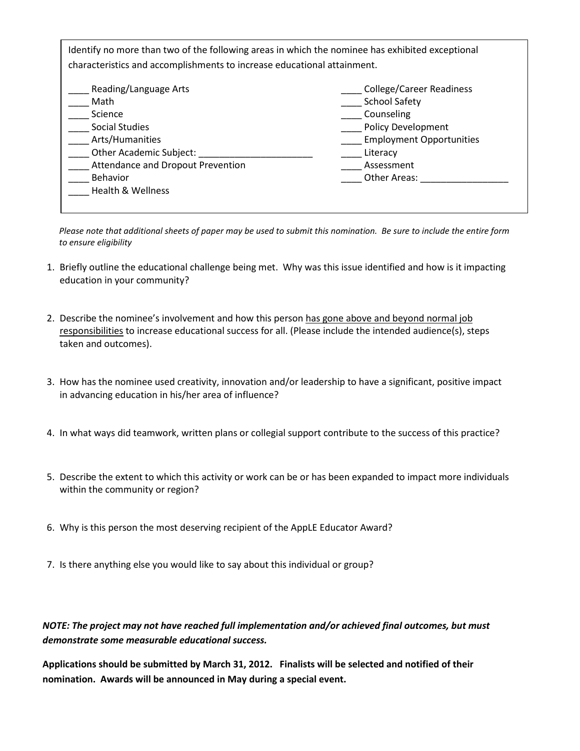Identify no more than two of the following areas in which the nominee has exhibited exceptional characteristics and accomplishments to increase educational attainment.

____ Reading/Language Arts
____ Math
____ Science
____ Social Studies
____ Arts/Humanities
____ Other Academic Subject: ______________________
____ Attendance and Dropout Prevention
____ Behavior
____ Health & Wellness
____ College/Career Readiness
____ School Safety
____ Counseling
____ Policy Development
____ Employment Opportunities
____ Literacy
____ Assessment
____ Other Areas: _________________

*Please note that additional sheets of paper may be used to submit this nomination. Be sure to include the entire form to ensure eligibility*

1. Briefly outline the educational challenge being met. Why was this issue identified and how is it impacting education in your community?

2. Describe the nominee's involvement and how this person <u>has gone above and beyond normal job responsibilities</u> to increase educational success for all. (Please include the intended audience(s), steps taken and outcomes).

3. How has the nominee used creativity, innovation and/or leadership to have a significant, positive impact in advancing education in his/her area of influence?

4. In what ways did teamwork, written plans or collegial support contribute to the success of this practice?

5. Describe the extent to which this activity or work can be or has been expanded to impact more individuals within the community or region?

6. Why is this person the most deserving recipient of the AppLE Educator Award?

7. Is there anything else you would like to say about this individual or group?

***NOTE: The project may not have reached full implementation and/or achieved final outcomes, but must demonstrate some measurable educational success.***

**Applications should be submitted by March 31, 2012. Finalists will be selected and notified of their nomination. Awards will be announced in May during a special event.**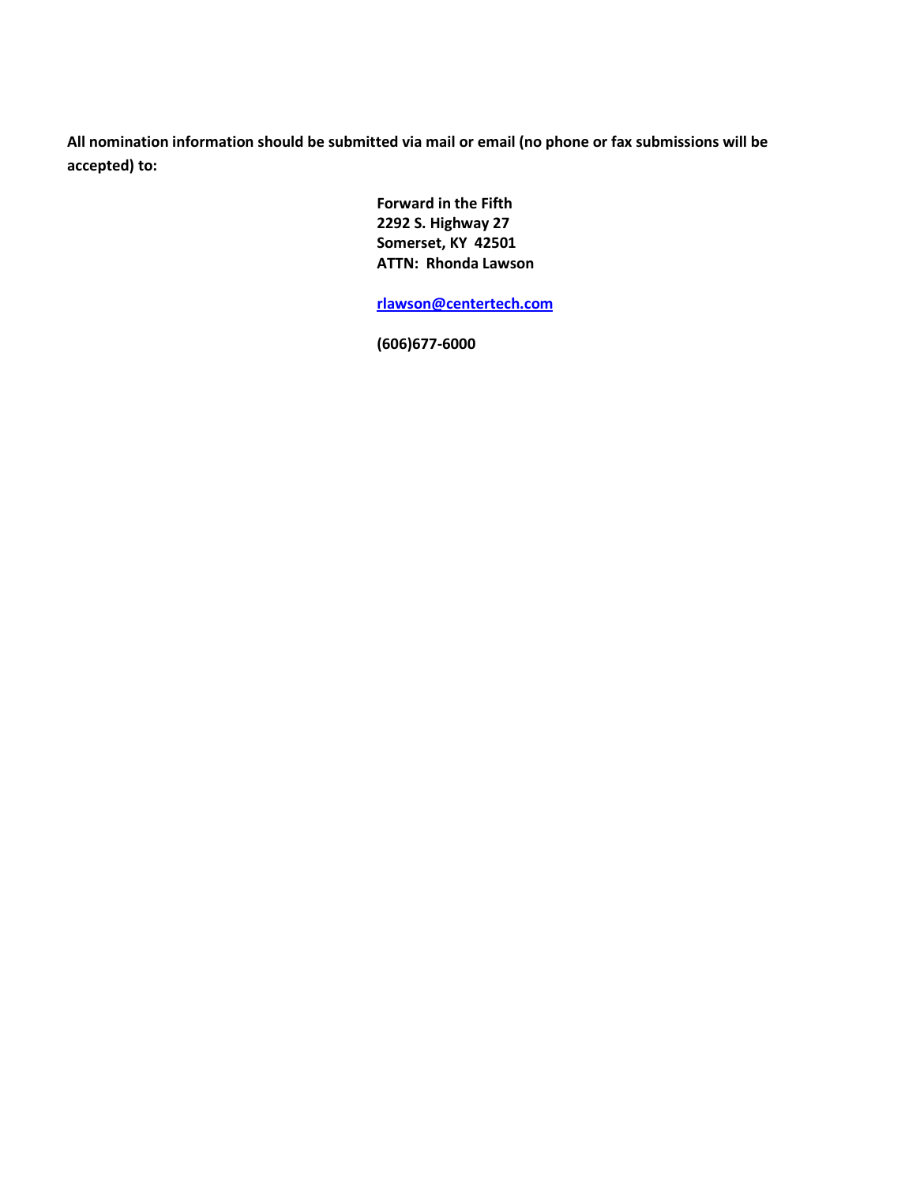**All nomination information should be submitted via mail or email (no phone or fax submissions will be accepted) to:**

**Forward in the Fifth**
**2292 S. Highway 27**
**Somerset, KY 42501**
**ATTN: Rhonda Lawson**

**rlawson@centertech.com**

**(606)677-6000**